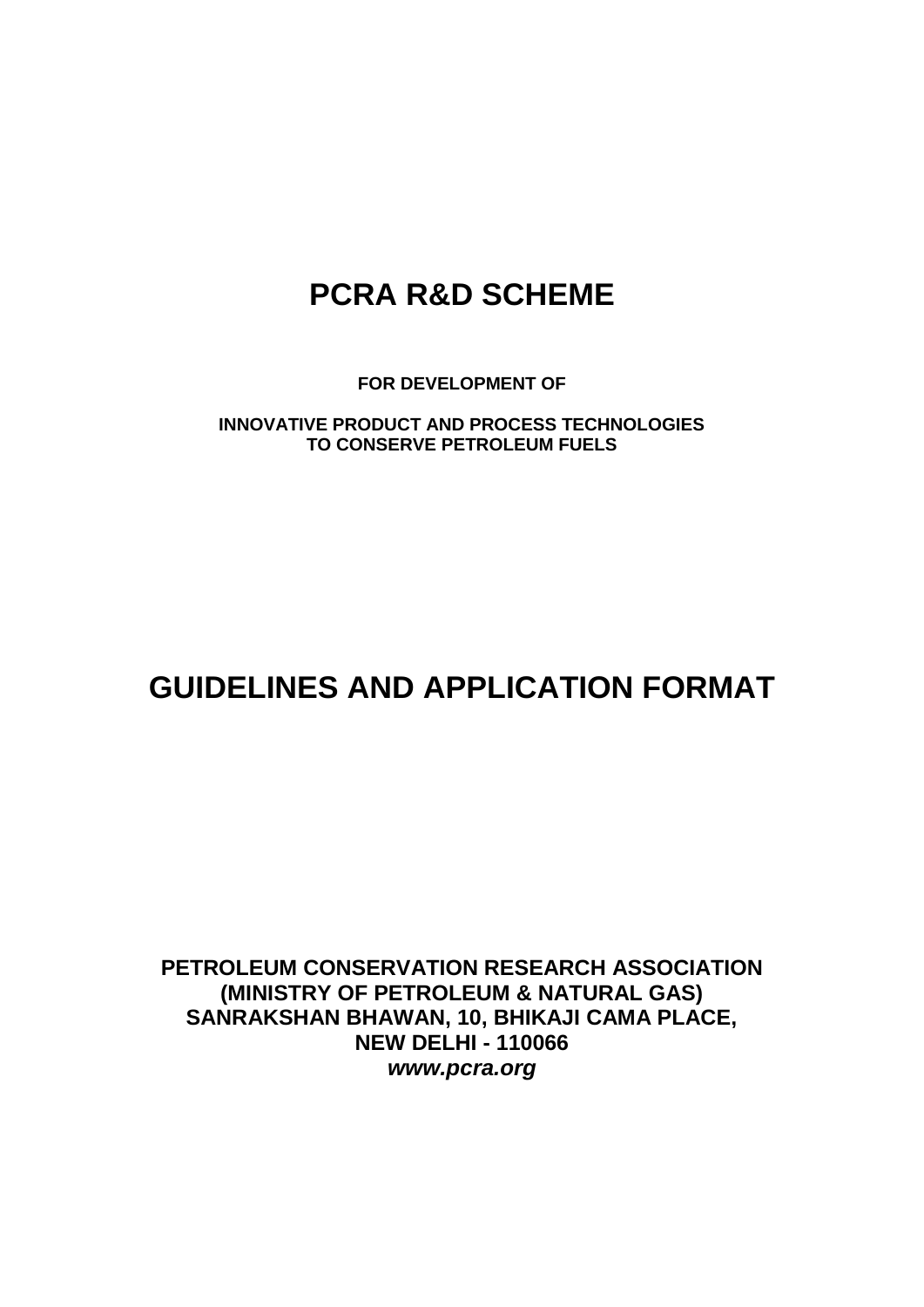# PCRA R&D SCHEME

**FOR DEVELOPMENT OF**

**INNOVATIVE PRODUCT AND PROCESS TECHNOLOGIES TO CONSERVE PETROLEUM FUELS**

# GUIDELINES AND APPLICATION FORMAT

**PETROLEUM CONSERVATION RESEARCH ASSOCIATION**
**(MINISTRY OF PETROLEUM & NATURAL GAS)**
**SANRAKSHAN BHAWAN, 10, BHIKAJI CAMA PLACE,**
**NEW DELHI - 110066**
***www.pcra.org***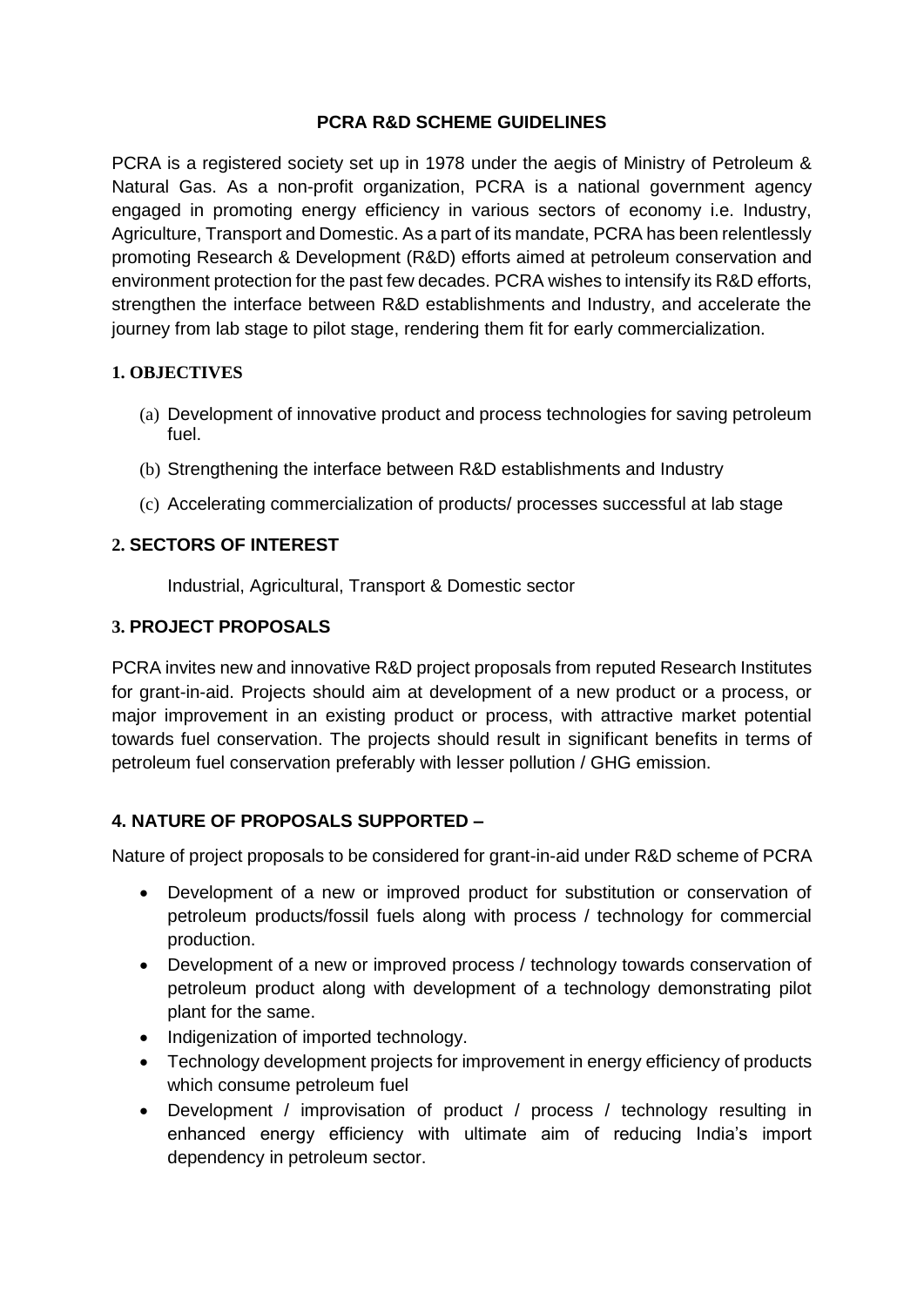# PCRA R&D SCHEME GUIDELINES

PCRA is a registered society set up in 1978 under the aegis of Ministry of Petroleum & Natural Gas. As a non-profit organization, PCRA is a national government agency engaged in promoting energy efficiency in various sectors of economy i.e. Industry, Agriculture, Transport and Domestic. As a part of its mandate, PCRA has been relentlessly promoting Research & Development (R&D) efforts aimed at petroleum conservation and environment protection for the past few decades. PCRA wishes to intensify its R&D efforts, strengthen the interface between R&D establishments and Industry, and accelerate the journey from lab stage to pilot stage, rendering them fit for early commercialization.

## 1. OBJECTIVES

(a) Development of innovative product and process technologies for saving petroleum fuel.

(b) Strengthening the interface between R&D establishments and Industry

(c) Accelerating commercialization of products/ processes successful at lab stage

## 2. SECTORS OF INTEREST

Industrial, Agricultural, Transport & Domestic sector

## 3. PROJECT PROPOSALS

PCRA invites new and innovative R&D project proposals from reputed Research Institutes for grant-in-aid. Projects should aim at development of a new product or a process, or major improvement in an existing product or process, with attractive market potential towards fuel conservation. The projects should result in significant benefits in terms of petroleum fuel conservation preferably with lesser pollution / GHG emission.

## 4. NATURE OF PROPOSALS SUPPORTED –

Nature of project proposals to be considered for grant-in-aid under R&D scheme of PCRA

- Development of a new or improved product for substitution or conservation of petroleum products/fossil fuels along with process / technology for commercial production.
- Development of a new or improved process / technology towards conservation of petroleum product along with development of a technology demonstrating pilot plant for the same.
- Indigenization of imported technology.
- Technology development projects for improvement in energy efficiency of products which consume petroleum fuel
- Development / improvisation of product / process / technology resulting in enhanced energy efficiency with ultimate aim of reducing India's import dependency in petroleum sector.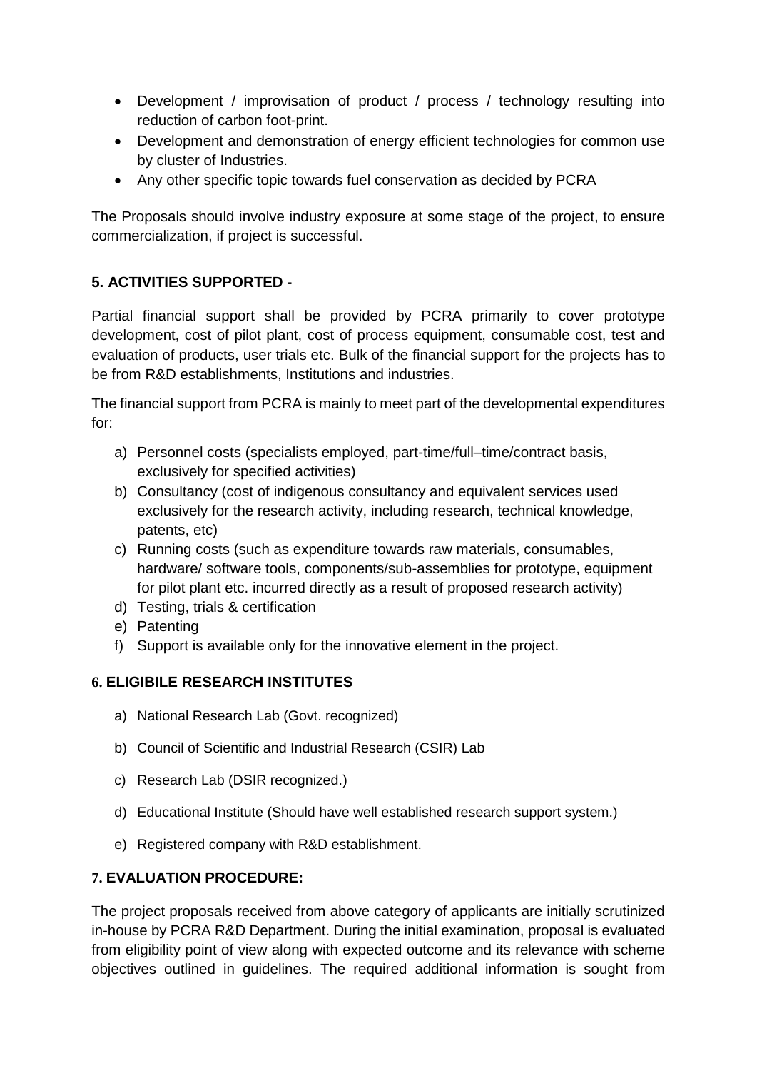- Development / improvisation of product / process / technology resulting into reduction of carbon foot-print.
- Development and demonstration of energy efficient technologies for common use by cluster of Industries.
- Any other specific topic towards fuel conservation as decided by PCRA

The Proposals should involve industry exposure at some stage of the project, to ensure commercialization, if project is successful.

## 5. ACTIVITIES SUPPORTED -

Partial financial support shall be provided by PCRA primarily to cover prototype development, cost of pilot plant, cost of process equipment, consumable cost, test and evaluation of products, user trials etc. Bulk of the financial support for the projects has to be from R&D establishments, Institutions and industries.

The financial support from PCRA is mainly to meet part of the developmental expenditures for:

a) Personnel costs (specialists employed, part-time/full–time/contract basis, exclusively for specified activities)
b) Consultancy (cost of indigenous consultancy and equivalent services used exclusively for the research activity, including research, technical knowledge, patents, etc)
c) Running costs (such as expenditure towards raw materials, consumables, hardware/ software tools, components/sub-assemblies for prototype, equipment for pilot plant etc. incurred directly as a result of proposed research activity)
d) Testing, trials & certification
e) Patenting
f) Support is available only for the innovative element in the project.

## 6. ELIGIBILE RESEARCH INSTITUTES

a) National Research Lab (Govt. recognized)
b) Council of Scientific and Industrial Research (CSIR) Lab
c) Research Lab (DSIR recognized.)
d) Educational Institute (Should have well established research support system.)
e) Registered company with R&D establishment.

## 7. EVALUATION PROCEDURE:

The project proposals received from above category of applicants are initially scrutinized in-house by PCRA R&D Department. During the initial examination, proposal is evaluated from eligibility point of view along with expected outcome and its relevance with scheme objectives outlined in guidelines. The required additional information is sought from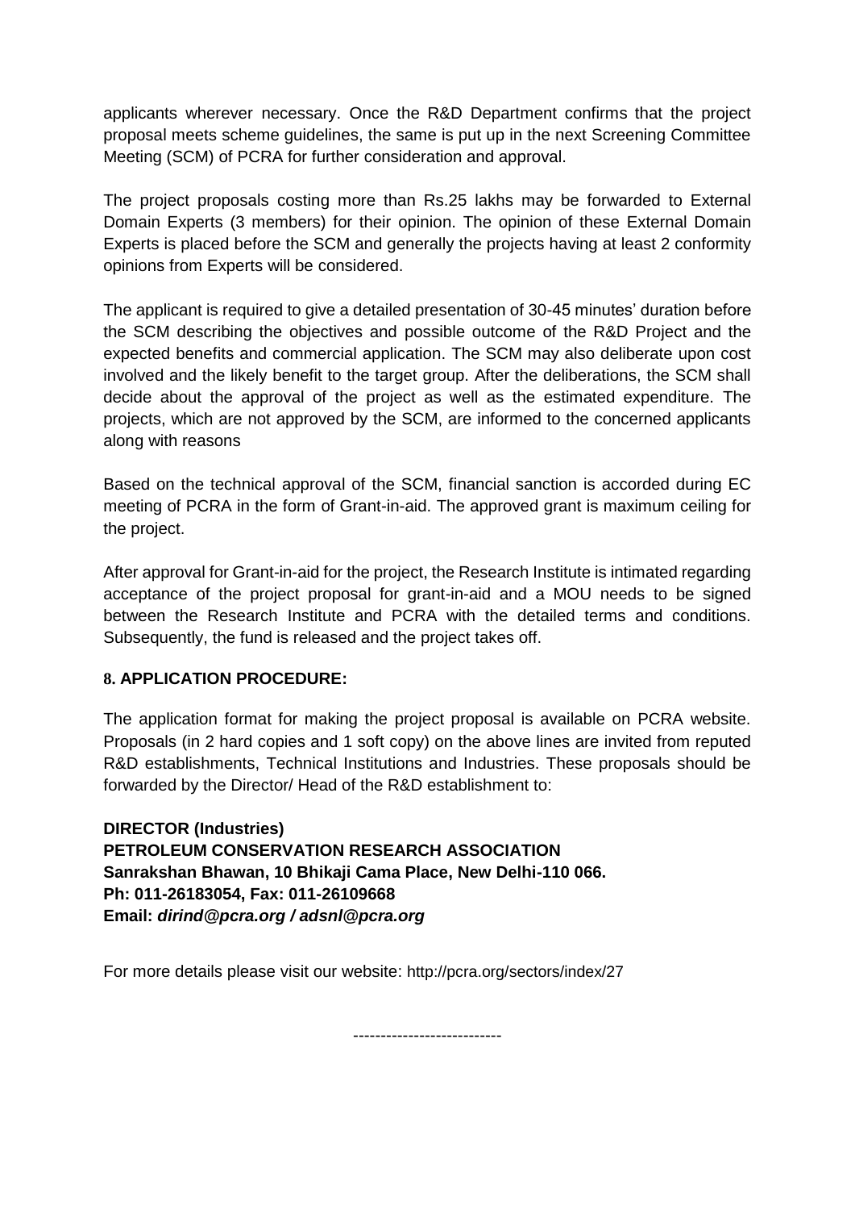applicants wherever necessary. Once the R&D Department confirms that the project proposal meets scheme guidelines, the same is put up in the next Screening Committee Meeting (SCM) of PCRA for further consideration and approval.

The project proposals costing more than Rs.25 lakhs may be forwarded to External Domain Experts (3 members) for their opinion. The opinion of these External Domain Experts is placed before the SCM and generally the projects having at least 2 conformity opinions from Experts will be considered.

The applicant is required to give a detailed presentation of 30-45 minutes' duration before the SCM describing the objectives and possible outcome of the R&D Project and the expected benefits and commercial application. The SCM may also deliberate upon cost involved and the likely benefit to the target group. After the deliberations, the SCM shall decide about the approval of the project as well as the estimated expenditure. The projects, which are not approved by the SCM, are informed to the concerned applicants along with reasons

Based on the technical approval of the SCM, financial sanction is accorded during EC meeting of PCRA in the form of Grant-in-aid. The approved grant is maximum ceiling for the project.

After approval for Grant-in-aid for the project, the Research Institute is intimated regarding acceptance of the project proposal for grant-in-aid and a MOU needs to be signed between the Research Institute and PCRA with the detailed terms and conditions. Subsequently, the fund is released and the project takes off.

## 8. APPLICATION PROCEDURE:

The application format for making the project proposal is available on PCRA website. Proposals (in 2 hard copies and 1 soft copy) on the above lines are invited from reputed R&D establishments, Technical Institutions and Industries. These proposals should be forwarded by the Director/ Head of the R&D establishment to:

**DIRECTOR (Industries)**
**PETROLEUM CONSERVATION RESEARCH ASSOCIATION**
**Sanrakshan Bhawan, 10 Bhikaji Cama Place, New Delhi-110 066.**
**Ph: 011-26183054, Fax: 011-26109668**
**Email: *dirind@pcra.org / adsnl@pcra.org***

For more details please visit our website: http://pcra.org/sectors/index/27

---------------------------